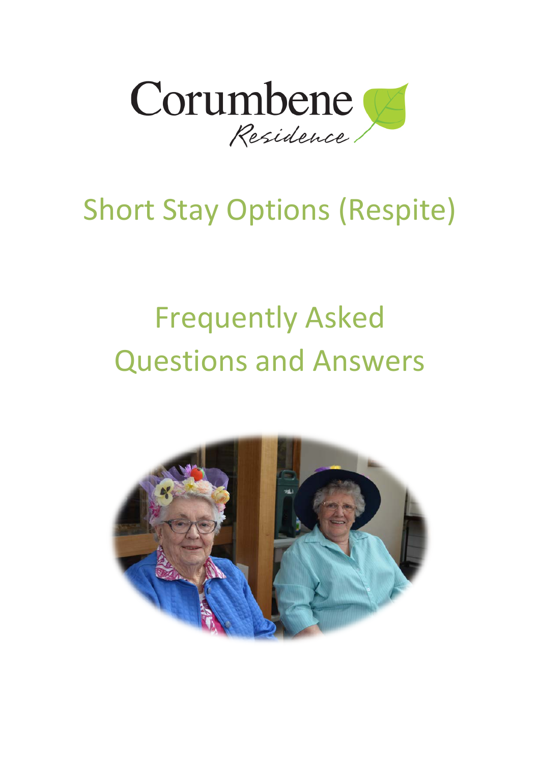Corumbene Residence

# Short Stay Options (Respite)

# Frequently Asked Questions and Answers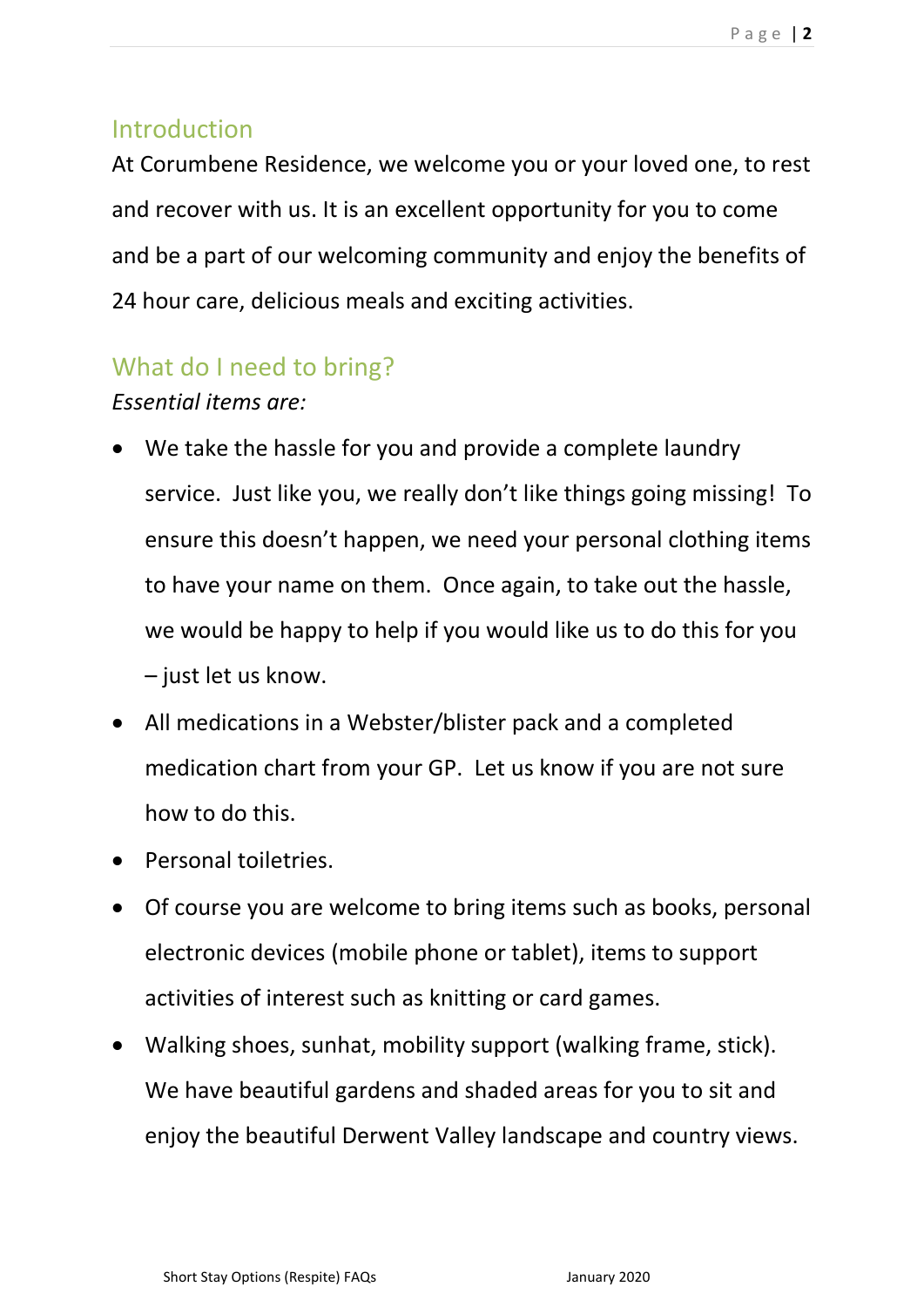## Introduction

At Corumbene Residence, we welcome you or your loved one, to rest and recover with us. It is an excellent opportunity for you to come and be a part of our welcoming community and enjoy the benefits of 24 hour care, delicious meals and exciting activities.

## What do I need to bring?

*Essential items are:*

- We take the hassle for you and provide a complete laundry service. Just like you, we really don't like things going missing! To ensure this doesn't happen, we need your personal clothing items to have your name on them. Once again, to take out the hassle, we would be happy to help if you would like us to do this for you – just let us know.
- All medications in a Webster/blister pack and a completed medication chart from your GP. Let us know if you are not sure how to do this.
- Personal toiletries.
- Of course you are welcome to bring items such as books, personal electronic devices (mobile phone or tablet), items to support activities of interest such as knitting or card games.
- Walking shoes, sunhat, mobility support (walking frame, stick). We have beautiful gardens and shaded areas for you to sit and enjoy the beautiful Derwent Valley landscape and country views.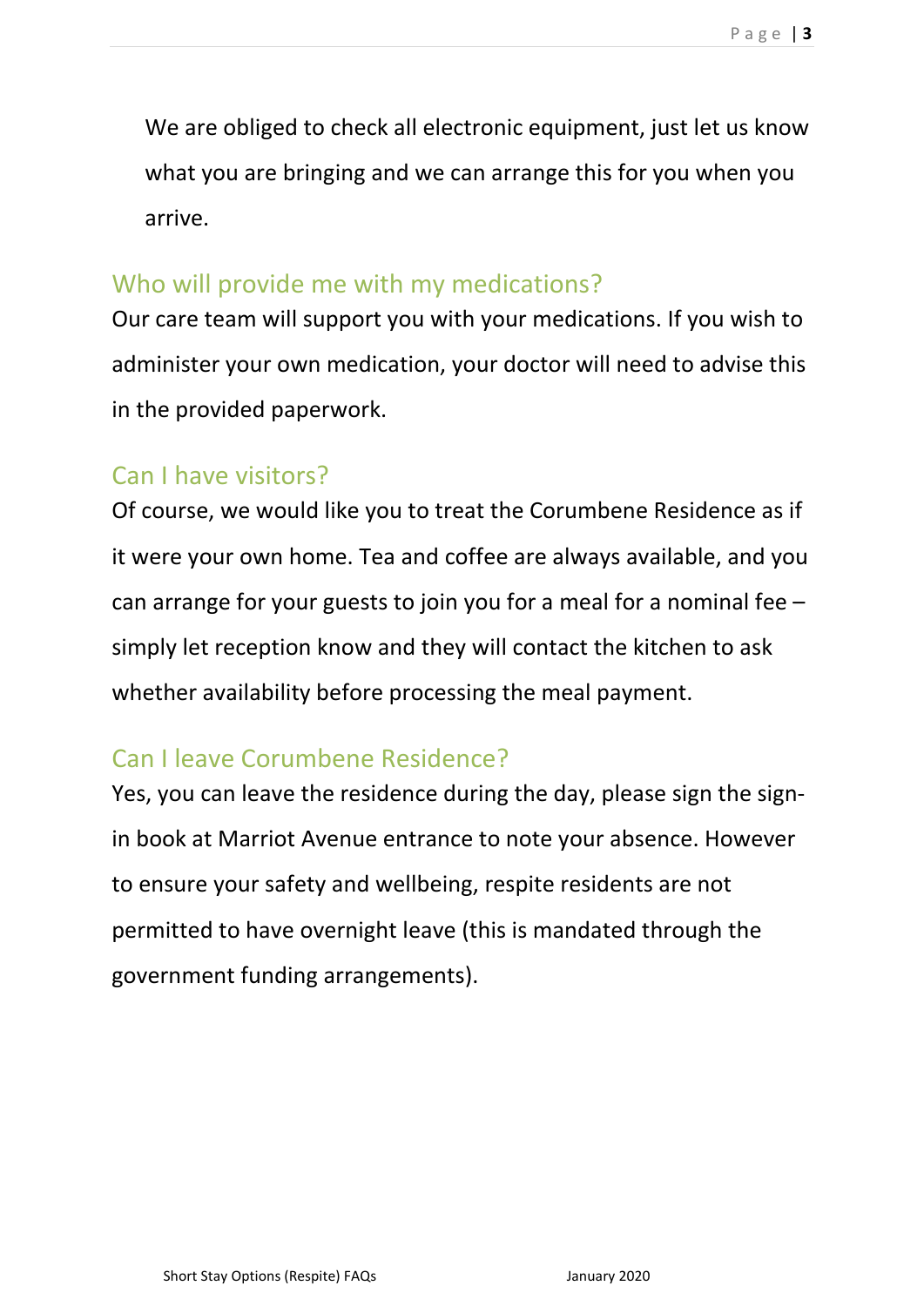We are obliged to check all electronic equipment, just let us know what you are bringing and we can arrange this for you when you arrive.

## Who will provide me with my medications?

Our care team will support you with your medications. If you wish to administer your own medication, your doctor will need to advise this in the provided paperwork.

## Can I have visitors?

Of course, we would like you to treat the Corumbene Residence as if it were your own home. Tea and coffee are always available, and you can arrange for your guests to join you for a meal for a nominal fee – simply let reception know and they will contact the kitchen to ask whether availability before processing the meal payment.

## Can I leave Corumbene Residence?

Yes, you can leave the residence during the day, please sign the sign-in book at Marriot Avenue entrance to note your absence. However to ensure your safety and wellbeing, respite residents are not permitted to have overnight leave (this is mandated through the government funding arrangements).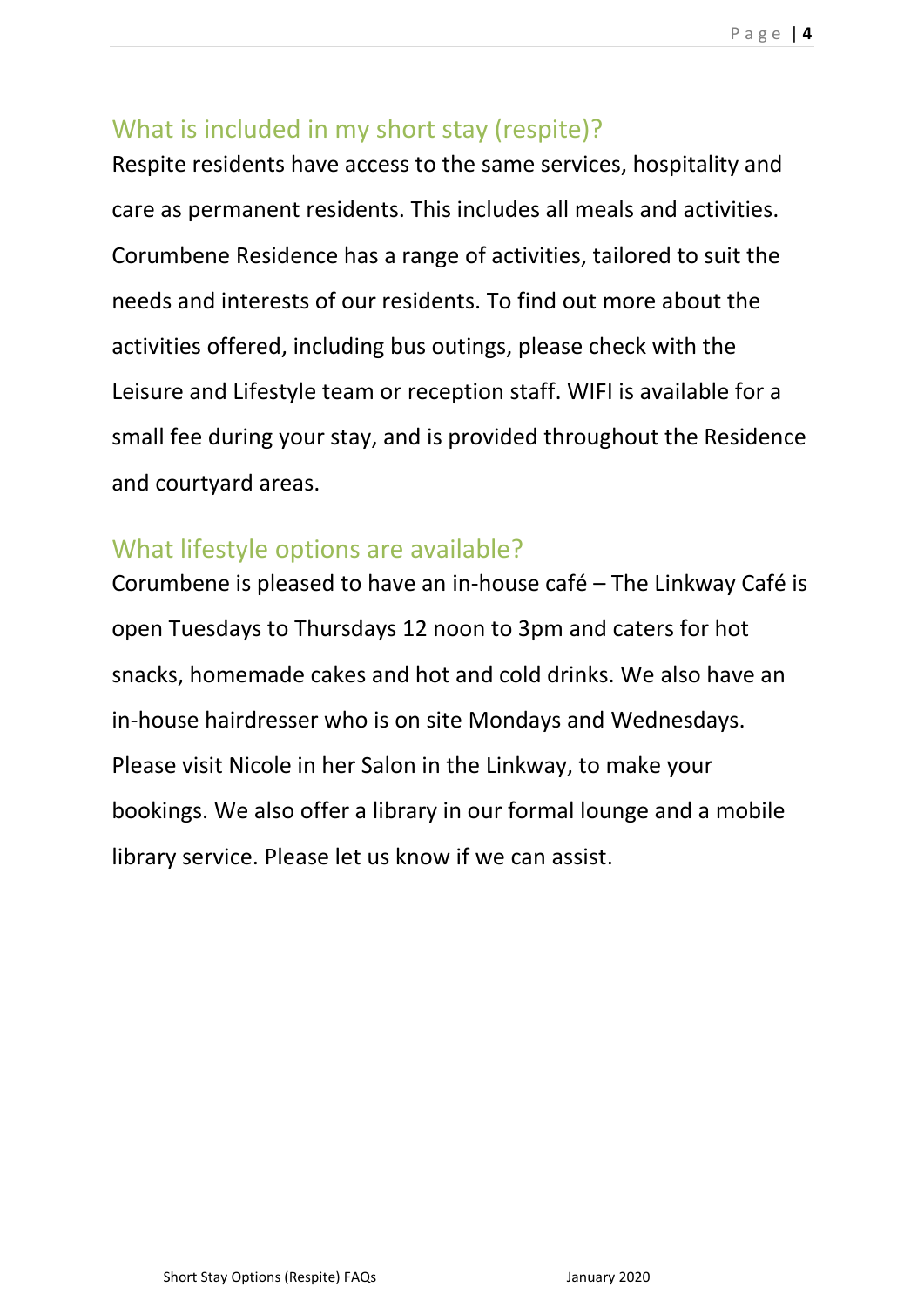## What is included in my short stay (respite)?

Respite residents have access to the same services, hospitality and care as permanent residents. This includes all meals and activities. Corumbene Residence has a range of activities, tailored to suit the needs and interests of our residents. To find out more about the activities offered, including bus outings, please check with the Leisure and Lifestyle team or reception staff. WIFI is available for a small fee during your stay, and is provided throughout the Residence and courtyard areas.

## What lifestyle options are available?

Corumbene is pleased to have an in-house café – The Linkway Café is open Tuesdays to Thursdays 12 noon to 3pm and caters for hot snacks, homemade cakes and hot and cold drinks. We also have an in-house hairdresser who is on site Mondays and Wednesdays. Please visit Nicole in her Salon in the Linkway, to make your bookings. We also offer a library in our formal lounge and a mobile library service. Please let us know if we can assist.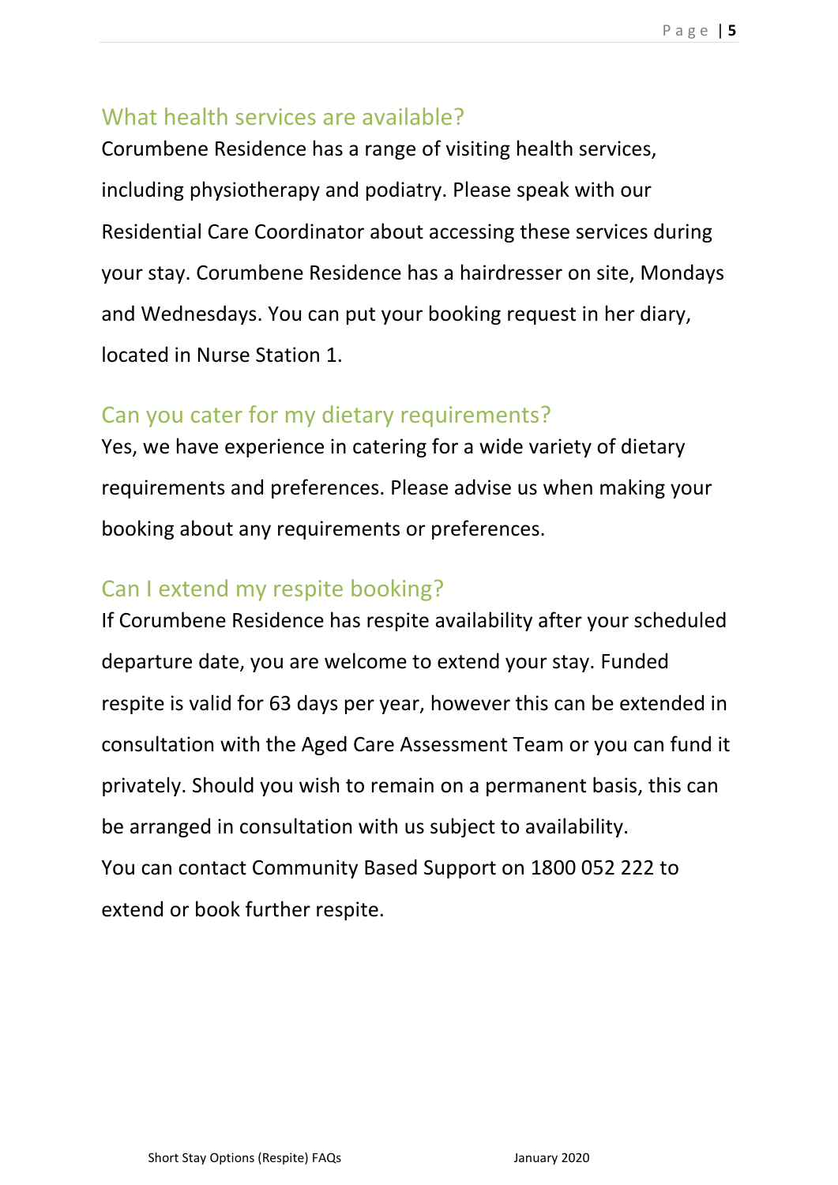## What health services are available?

Corumbene Residence has a range of visiting health services, including physiotherapy and podiatry. Please speak with our Residential Care Coordinator about accessing these services during your stay. Corumbene Residence has a hairdresser on site, Mondays and Wednesdays. You can put your booking request in her diary, located in Nurse Station 1.

## Can you cater for my dietary requirements?

Yes, we have experience in catering for a wide variety of dietary requirements and preferences. Please advise us when making your booking about any requirements or preferences.

## Can I extend my respite booking?

If Corumbene Residence has respite availability after your scheduled departure date, you are welcome to extend your stay. Funded respite is valid for 63 days per year, however this can be extended in consultation with the Aged Care Assessment Team or you can fund it privately. Should you wish to remain on a permanent basis, this can be arranged in consultation with us subject to availability.
You can contact Community Based Support on 1800 052 222 to extend or book further respite.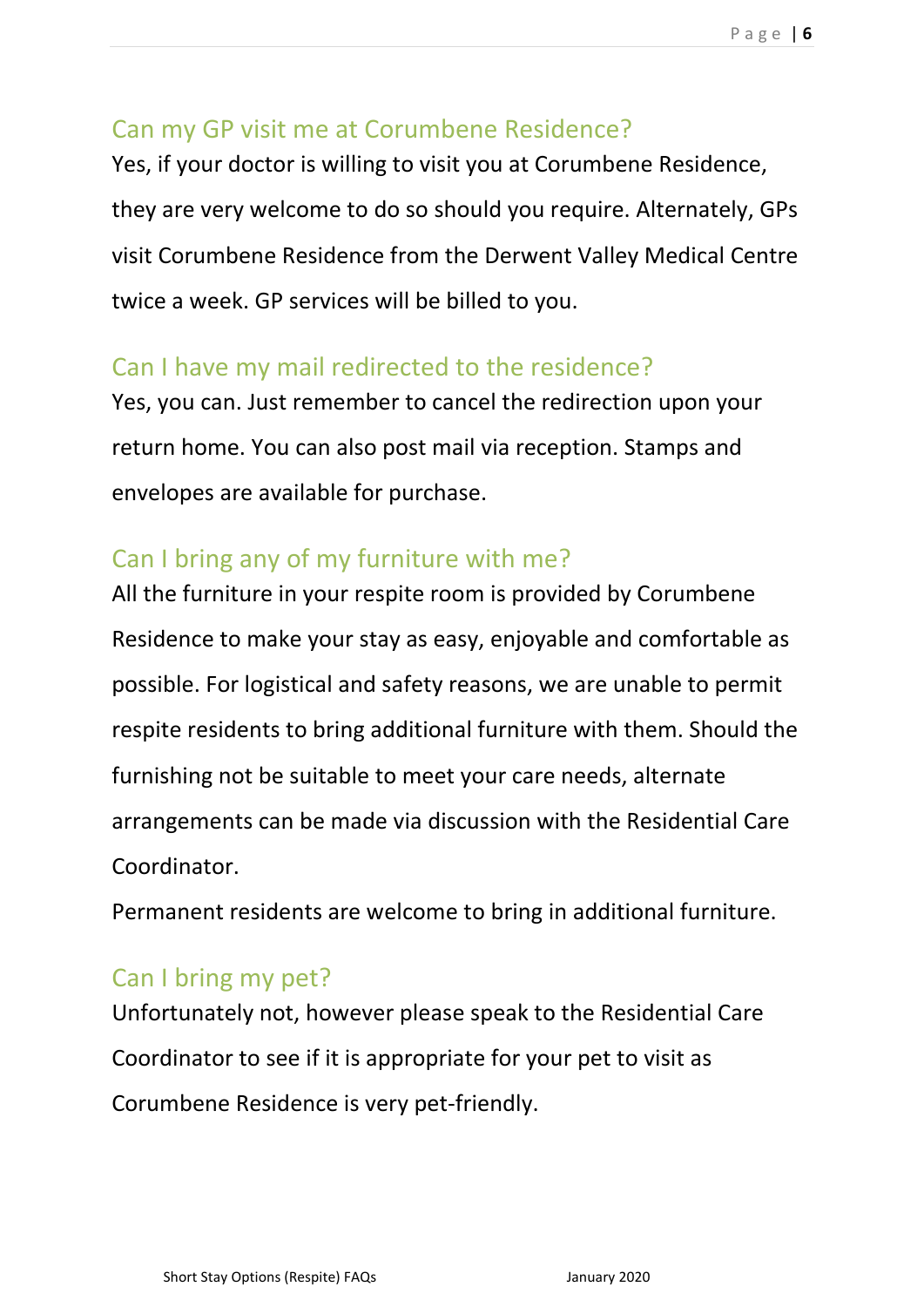## Can my GP visit me at Corumbene Residence?

Yes, if your doctor is willing to visit you at Corumbene Residence, they are very welcome to do so should you require. Alternately, GPs visit Corumbene Residence from the Derwent Valley Medical Centre twice a week. GP services will be billed to you.

## Can I have my mail redirected to the residence?

Yes, you can. Just remember to cancel the redirection upon your return home. You can also post mail via reception. Stamps and envelopes are available for purchase.

## Can I bring any of my furniture with me?

All the furniture in your respite room is provided by Corumbene Residence to make your stay as easy, enjoyable and comfortable as possible. For logistical and safety reasons, we are unable to permit respite residents to bring additional furniture with them. Should the furnishing not be suitable to meet your care needs, alternate arrangements can be made via discussion with the Residential Care Coordinator.

Permanent residents are welcome to bring in additional furniture.

## Can I bring my pet?

Unfortunately not, however please speak to the Residential Care Coordinator to see if it is appropriate for your pet to visit as Corumbene Residence is very pet-friendly.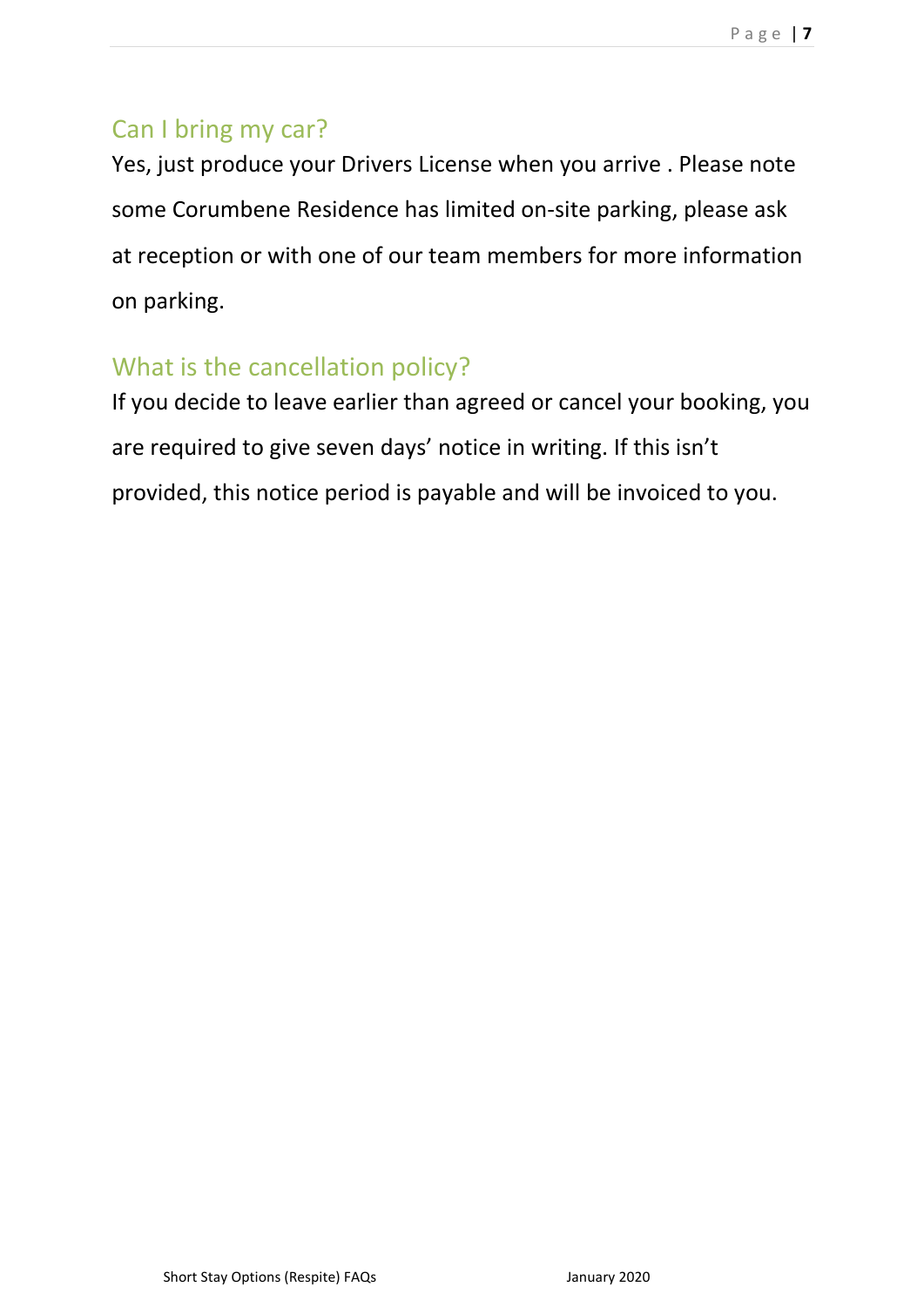## Can I bring my car?

Yes, just produce your Drivers License when you arrive . Please note some Corumbene Residence has limited on-site parking, please ask at reception or with one of our team members for more information on parking.

## What is the cancellation policy?

If you decide to leave earlier than agreed or cancel your booking, you are required to give seven days' notice in writing. If this isn't provided, this notice period is payable and will be invoiced to you.